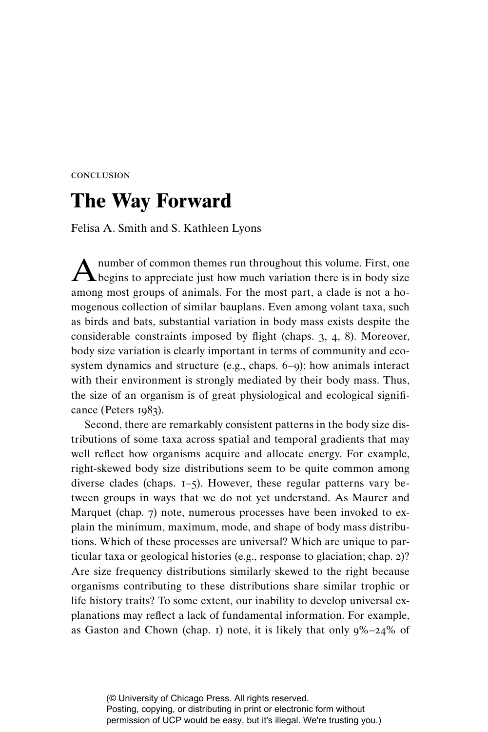CONCLUSION

# The Way Forward

Felisa A. Smith and S. Kathleen Lyons

A number of common themes run throughout this volume. First, one begins to appreciate just how much variation there is in body size among most groups of animals. For the most part, a clade is not a homogenous collection of similar bauplans. Even among volant taxa, such as birds and bats, substantial variation in body mass exists despite the considerable constraints imposed by flight (chaps. 3, 4, 8). Moreover, body size variation is clearly important in terms of community and ecosystem dynamics and structure (e.g., chaps. 6–9); how animals interact with their environment is strongly mediated by their body mass. Thus, the size of an organism is of great physiological and ecological significance (Peters 1983).

Second, there are remarkably consistent patterns in the body size distributions of some taxa across spatial and temporal gradients that may well reflect how organisms acquire and allocate energy. For example, right-skewed body size distributions seem to be quite common among diverse clades (chaps. 1–5). However, these regular patterns vary between groups in ways that we do not yet understand. As Maurer and Marquet (chap. 7) note, numerous processes have been invoked to explain the minimum, maximum, mode, and shape of body mass distributions. Which of these processes are universal? Which are unique to particular taxa or geological histories (e.g., response to glaciation; chap. 2)? Are size frequency distributions similarly skewed to the right because organisms contributing to these distributions share similar trophic or life history traits? To some extent, our inability to develop universal explanations may reflect a lack of fundamental information. For example, as Gaston and Chown (chap. 1) note, it is likely that only 9%–24% of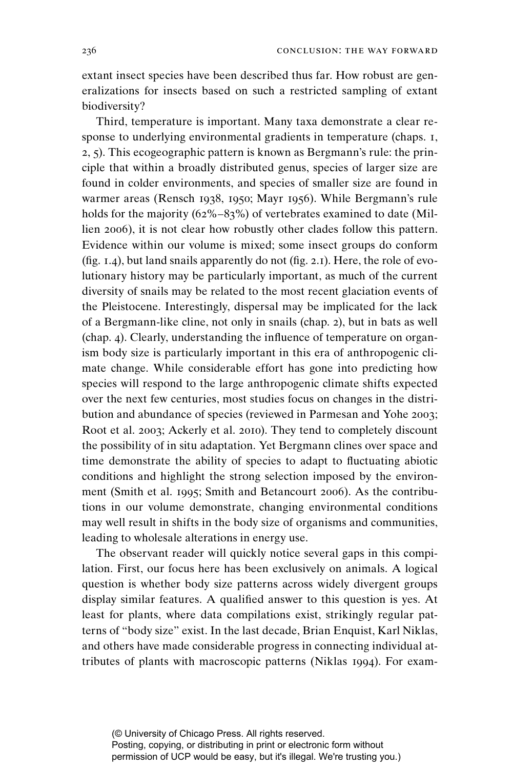extant insect species have been described thus far. How robust are generalizations for insects based on such a restricted sampling of extant biodiversity?

Third, temperature is important. Many taxa demonstrate a clear response to underlying environmental gradients in temperature (chaps. 1, 2, 5). This ecogeographic pattern is known as Bergmann's rule: the principle that within a broadly distributed genus, species of larger size are found in colder environments, and species of smaller size are found in warmer areas (Rensch 1938, 1950; Mayr 1956). While Bergmann's rule holds for the majority (62%–83%) of vertebrates examined to date (Millien 2006), it is not clear how robustly other clades follow this pattern. Evidence within our volume is mixed; some insect groups do conform (fig. 1.4), but land snails apparently do not (fig. 2.1). Here, the role of evolutionary history may be particularly important, as much of the current diversity of snails may be related to the most recent glaciation events of the Pleistocene. Interestingly, dispersal may be implicated for the lack of a Bergmann-like cline, not only in snails (chap. 2), but in bats as well (chap. 4). Clearly, understanding the influence of temperature on organism body size is particularly important in this era of anthropogenic climate change. While considerable effort has gone into predicting how species will respond to the large anthropogenic climate shifts expected over the next few centuries, most studies focus on changes in the distribution and abundance of species (reviewed in Parmesan and Yohe 2003; Root et al. 2003; Ackerly et al. 2010). They tend to completely discount the possibility of in situ adaptation. Yet Bergmann clines over space and time demonstrate the ability of species to adapt to fluctuating abiotic conditions and highlight the strong selection imposed by the environment (Smith et al. 1995; Smith and Betancourt 2006). As the contributions in our volume demonstrate, changing environmental conditions may well result in shifts in the body size of organisms and communities, leading to wholesale alterations in energy use.

The observant reader will quickly notice several gaps in this compilation. First, our focus here has been exclusively on animals. A logical question is whether body size patterns across widely divergent groups display similar features. A qualified answer to this question is yes. At least for plants, where data compilations exist, strikingly regular patterns of "body size" exist. In the last decade, Brian Enquist, Karl Niklas, and others have made considerable progress in connecting individual attributes of plants with macroscopic patterns (Niklas 1994). For exam-

(© University of Chicago Press. All rights reserved.
Posting, copying, or distributing in print or electronic form without permission of UCP would be easy, but it's illegal. We're trusting you.)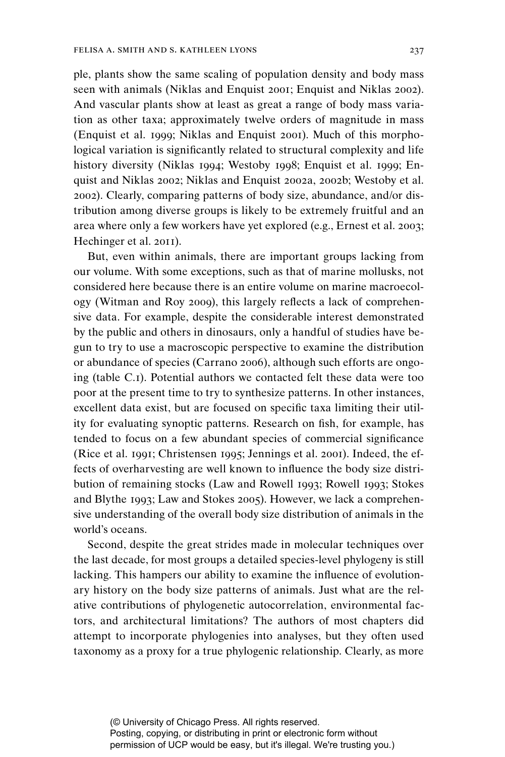ple, plants show the same scaling of population density and body mass seen with animals (Niklas and Enquist 2001; Enquist and Niklas 2002). And vascular plants show at least as great a range of body mass variation as other taxa; approximately twelve orders of magnitude in mass (Enquist et al. 1999; Niklas and Enquist 2001). Much of this morphological variation is significantly related to structural complexity and life history diversity (Niklas 1994; Westoby 1998; Enquist et al. 1999; Enquist and Niklas 2002; Niklas and Enquist 2002a, 2002b; Westoby et al. 2002). Clearly, comparing patterns of body size, abundance, and/or distribution among diverse groups is likely to be extremely fruitful and an area where only a few workers have yet explored (e.g., Ernest et al. 2003; Hechinger et al. 2011).

But, even within animals, there are important groups lacking from our volume. With some exceptions, such as that of marine mollusks, not considered here because there is an entire volume on marine macroecology (Witman and Roy 2009), this largely reflects a lack of comprehensive data. For example, despite the considerable interest demonstrated by the public and others in dinosaurs, only a handful of studies have begun to try to use a macroscopic perspective to examine the distribution or abundance of species (Carrano 2006), although such efforts are ongoing (table C.1). Potential authors we contacted felt these data were too poor at the present time to try to synthesize patterns. In other instances, excellent data exist, but are focused on specific taxa limiting their utility for evaluating synoptic patterns. Research on fish, for example, has tended to focus on a few abundant species of commercial significance (Rice et al. 1991; Christensen 1995; Jennings et al. 2001). Indeed, the effects of overharvesting are well known to influence the body size distribution of remaining stocks (Law and Rowell 1993; Rowell 1993; Stokes and Blythe 1993; Law and Stokes 2005). However, we lack a comprehensive understanding of the overall body size distribution of animals in the world's oceans.

Second, despite the great strides made in molecular techniques over the last decade, for most groups a detailed species-level phylogeny is still lacking. This hampers our ability to examine the influence of evolutionary history on the body size patterns of animals. Just what are the relative contributions of phylogenetic autocorrelation, environmental factors, and architectural limitations? The authors of most chapters did attempt to incorporate phylogenies into analyses, but they often used taxonomy as a proxy for a true phylogenic relationship. Clearly, as more

(© University of Chicago Press. All rights reserved.
Posting, copying, or distributing in print or electronic form without permission of UCP would be easy, but it's illegal. We're trusting you.)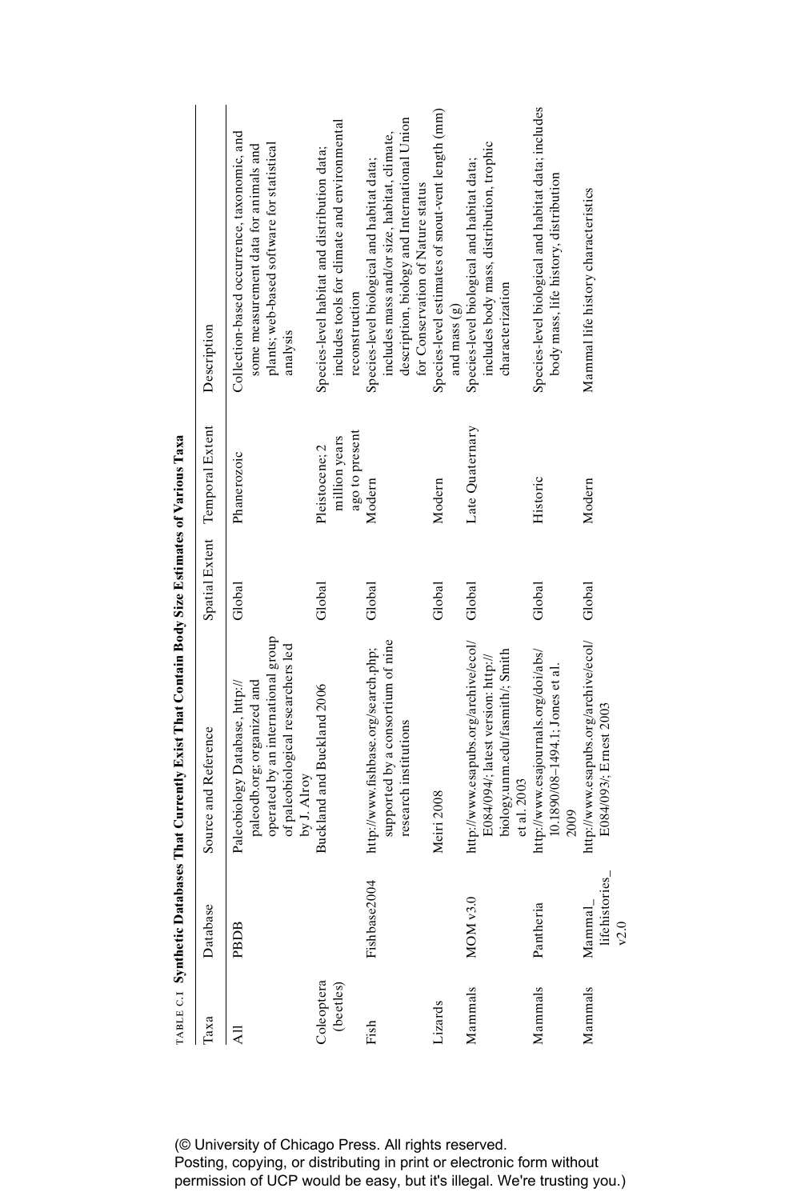TABLE C.1 **Synthetic Databases That Currently Exist That Contain Body Size Estimates of Various Taxa**

| Taxa | Database | Source and Reference | Spatial Extent | Temporal Extent | Description |
|---|---|---|---|---|---|
| All | PBDB | Paleobiology Database, http://paleodb.org; organized and operated by an international group of paleobiological researchers led by J. Alroy | Global | Phanerozoic | Collection-based occurrence, taxonomic, and some measurement data for animals and plants; web-based software for statistical analysis |
| Coleoptera (beetles) | | Buckland and Buckland 2006 | Global | Pleistocene; 2 million years ago to present | Species-level habitat and distribution data; includes tools for climate and environmental reconstruction |
| Fish | Fishbase2004 | http://www.fishbase.org/search.php; supported by a consortium of nine research institutions | Global | Modern | Species-level biological and habitat data; includes mass and/or size, habitat, climate, description, biology and International Union for Conservation of Nature status |
| Lizards | | Meiri 2008 | Global | Modern | Species-level estimates of snout-vent length (mm) and mass (g) |
| Mammals | MOM v3.0 | http://www.esapubs.org/archive/ecol/E084/094/; latest version: http://biology.unm.edu/fasmith/; Smith et al. 2003 | Global | Late Quaternary | Species-level biological and habitat data; includes body mass, distribution, trophic characterization |
| Mammals | Pantheria | http://www.esajournals.org/doi/abs/10.1890/08–1494.1; Jones et al. 2009 | Global | Historic | Species-level biological and habitat data; includes body mass, life history, distribution |
| Mammals | Mammal_lifehistories_v2.0 | http://www.esapubs.org/archive/ecol/E084/093/; Ernest 2003 | Global | Modern | Mammal life history characteristics |

(© University of Chicago Press. All rights reserved.
Posting, copying, or distributing in print or electronic form without permission of UCP would be easy, but it's illegal. We're trusting you.)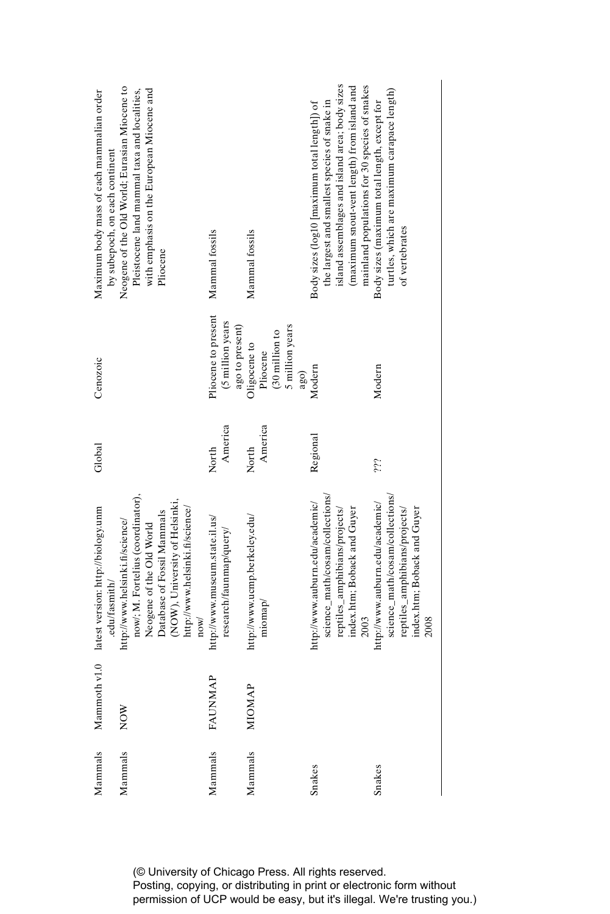| | | | | | | |
|---|---|---|---|---|---|---|
| Mammals | Mammoth v1.0 | latest version: http://biology.unm.edu/fasmith/ | Global | Cenozoic | Maximum body mass of each mammalian order by subepoch, on each continent |
| Mammals | NOW | http://www.helsinki.fi/science/now/; M. Fortelius (coordinator), Neogene of the Old World Database of Fossil Mammals (NOW), University of Helsinki, http://www.helsinki.fi/science/now/ | | | Neogene of the Old World; Eurasian Miocene to Pleistocene land mammal taxa and localities, with emphasis on the European Miocene and Pliocene |
| Mammals | FAUNMAP | http://www.museum.state.il.us/research/faunmap/query/ | North America | Pliocene to present (5 million years ago to present) | Mammal fossils |
| Mammals | MIOMAP | http://www.ucmp.berkeley.edu/miomap/ | North America | Oligocene to Pliocene (30 million to 5 million years ago) | Mammal fossils |
| Snakes | | http://www.auburn.edu/academic/science_math/cosam/collections/reptiles_amphibians/projects/index.htm; Boback and Guyer 2003 | Regional | Modern | Body sizes (log10 [maximum total length]) of the largest and smallest species of snake in island assemblages and island area; body sizes (maximum snout-vent length) from island and mainland populations for 30 species of snakes |
| Snakes | | http://www.auburn.edu/academic/science_math/cosam/collections/reptiles_amphibians/projects/index.htm; Boback and Guyer 2008 | ??? | Modern | Body sizes (maximum total length, except for turtles, which are maximum carapace length) of vertebrates |

(© University of Chicago Press. All rights reserved.
Posting, copying, or distributing in print or electronic form without permission of UCP would be easy, but it's illegal. We're trusting you.)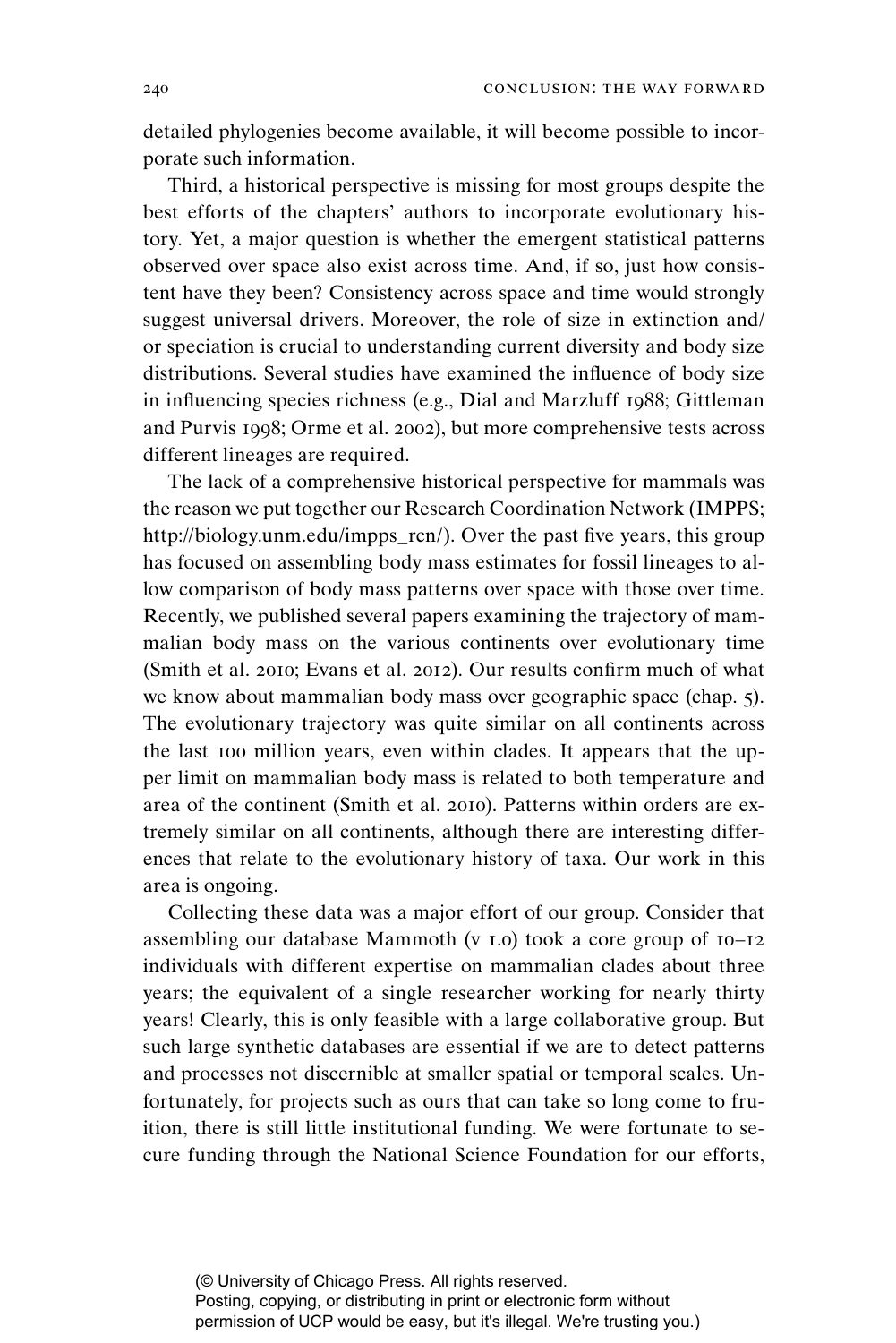detailed phylogenies become available, it will become possible to incorporate such information.

Third, a historical perspective is missing for most groups despite the best efforts of the chapters' authors to incorporate evolutionary history. Yet, a major question is whether the emergent statistical patterns observed over space also exist across time. And, if so, just how consistent have they been? Consistency across space and time would strongly suggest universal drivers. Moreover, the role of size in extinction and/or speciation is crucial to understanding current diversity and body size distributions. Several studies have examined the influence of body size in influencing species richness (e.g., Dial and Marzluff 1988; Gittleman and Purvis 1998; Orme et al. 2002), but more comprehensive tests across different lineages are required.

The lack of a comprehensive historical perspective for mammals was the reason we put together our Research Coordination Network (IMPPS; http://biology.unm.edu/impps_rcn/). Over the past five years, this group has focused on assembling body mass estimates for fossil lineages to allow comparison of body mass patterns over space with those over time. Recently, we published several papers examining the trajectory of mammalian body mass on the various continents over evolutionary time (Smith et al. 2010; Evans et al. 2012). Our results confirm much of what we know about mammalian body mass over geographic space (chap. 5). The evolutionary trajectory was quite similar on all continents across the last 100 million years, even within clades. It appears that the upper limit on mammalian body mass is related to both temperature and area of the continent (Smith et al. 2010). Patterns within orders are extremely similar on all continents, although there are interesting differences that relate to the evolutionary history of taxa. Our work in this area is ongoing.

Collecting these data was a major effort of our group. Consider that assembling our database Mammoth (v 1.0) took a core group of 10–12 individuals with different expertise on mammalian clades about three years; the equivalent of a single researcher working for nearly thirty years! Clearly, this is only feasible with a large collaborative group. But such large synthetic databases are essential if we are to detect patterns and processes not discernible at smaller spatial or temporal scales. Unfortunately, for projects such as ours that can take so long come to fruition, there is still little institutional funding. We were fortunate to secure funding through the National Science Foundation for our efforts,

(© University of Chicago Press. All rights reserved.
Posting, copying, or distributing in print or electronic form without permission of UCP would be easy, but it's illegal. We're trusting you.)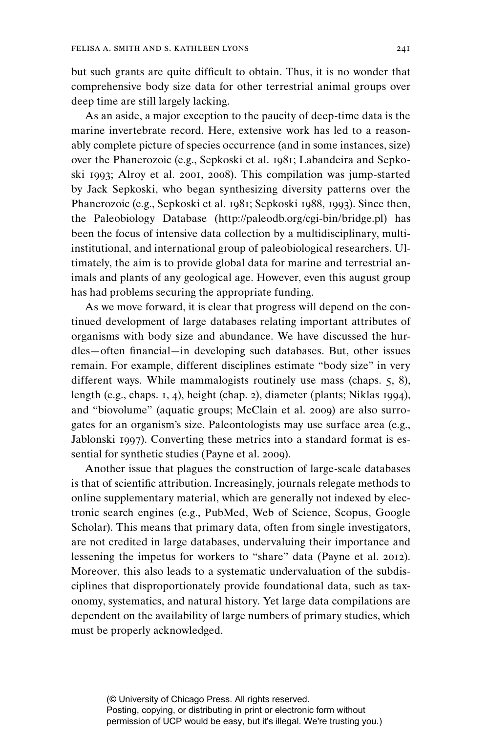but such grants are quite difficult to obtain. Thus, it is no wonder that comprehensive body size data for other terrestrial animal groups over deep time are still largely lacking.

As an aside, a major exception to the paucity of deep-time data is the marine invertebrate record. Here, extensive work has led to a reasonably complete picture of species occurrence (and in some instances, size) over the Phanerozoic (e.g., Sepkoski et al. 1981; Labandeira and Sepkoski 1993; Alroy et al. 2001, 2008). This compilation was jump-started by Jack Sepkoski, who began synthesizing diversity patterns over the Phanerozoic (e.g., Sepkoski et al. 1981; Sepkoski 1988, 1993). Since then, the Paleobiology Database (http://paleodb.org/cgi-bin/bridge.pl) has been the focus of intensive data collection by a multidisciplinary, multi-institutional, and international group of paleobiological researchers. Ultimately, the aim is to provide global data for marine and terrestrial animals and plants of any geological age. However, even this august group has had problems securing the appropriate funding.

As we move forward, it is clear that progress will depend on the continued development of large databases relating important attributes of organisms with body size and abundance. We have discussed the hurdles—often financial—in developing such databases. But, other issues remain. For example, different disciplines estimate "body size" in very different ways. While mammalogists routinely use mass (chaps. 5, 8), length (e.g., chaps. 1, 4), height (chap. 2), diameter (plants; Niklas 1994), and "biovolume" (aquatic groups; McClain et al. 2009) are also surrogates for an organism's size. Paleontologists may use surface area (e.g., Jablonski 1997). Converting these metrics into a standard format is essential for synthetic studies (Payne et al. 2009).

Another issue that plagues the construction of large-scale databases is that of scientific attribution. Increasingly, journals relegate methods to online supplementary material, which are generally not indexed by electronic search engines (e.g., PubMed, Web of Science, Scopus, Google Scholar). This means that primary data, often from single investigators, are not credited in large databases, undervaluing their importance and lessening the impetus for workers to "share" data (Payne et al. 2012). Moreover, this also leads to a systematic undervaluation of the subdisciplines that disproportionately provide foundational data, such as taxonomy, systematics, and natural history. Yet large data compilations are dependent on the availability of large numbers of primary studies, which must be properly acknowledged.

(© University of Chicago Press. All rights reserved. Posting, copying, or distributing in print or electronic form without permission of UCP would be easy, but it's illegal. We're trusting you.)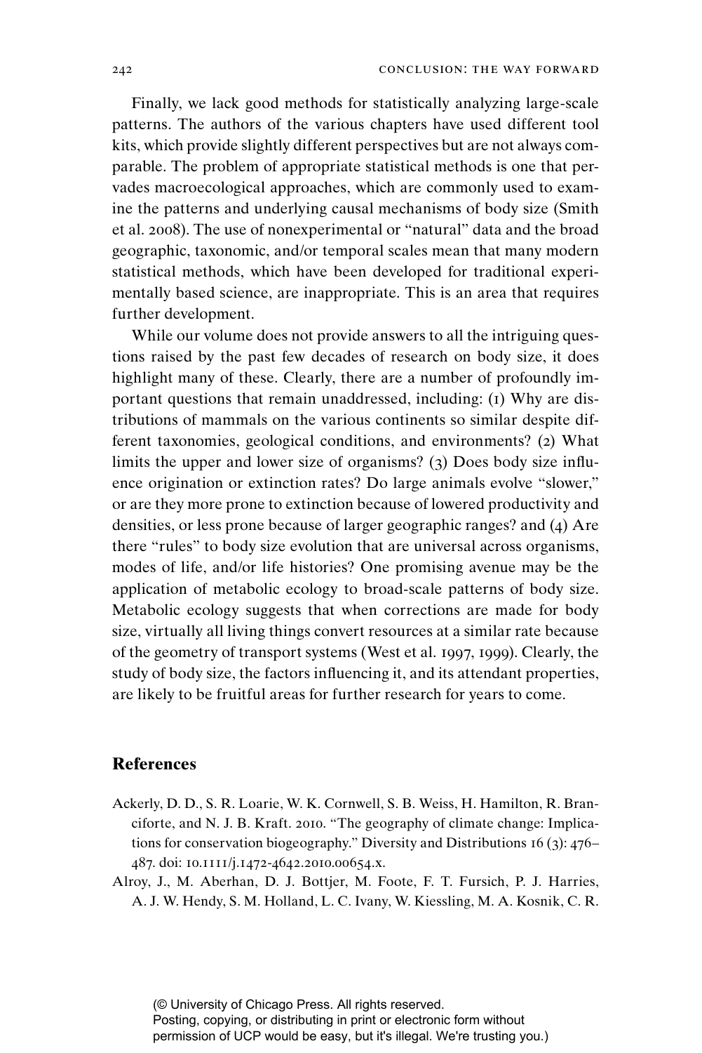Finally, we lack good methods for statistically analyzing large-scale patterns. The authors of the various chapters have used different tool kits, which provide slightly different perspectives but are not always comparable. The problem of appropriate statistical methods is one that pervades macroecological approaches, which are commonly used to examine the patterns and underlying causal mechanisms of body size (Smith et al. 2008). The use of nonexperimental or "natural" data and the broad geographic, taxonomic, and/or temporal scales mean that many modern statistical methods, which have been developed for traditional experimentally based science, are inappropriate. This is an area that requires further development.

While our volume does not provide answers to all the intriguing questions raised by the past few decades of research on body size, it does highlight many of these. Clearly, there are a number of profoundly important questions that remain unaddressed, including: (1) Why are distributions of mammals on the various continents so similar despite different taxonomies, geological conditions, and environments? (2) What limits the upper and lower size of organisms? (3) Does body size influence origination or extinction rates? Do large animals evolve "slower," or are they more prone to extinction because of lowered productivity and densities, or less prone because of larger geographic ranges? and (4) Are there "rules" to body size evolution that are universal across organisms, modes of life, and/or life histories? One promising avenue may be the application of metabolic ecology to broad-scale patterns of body size. Metabolic ecology suggests that when corrections are made for body size, virtually all living things convert resources at a similar rate because of the geometry of transport systems (West et al. 1997, 1999). Clearly, the study of body size, the factors influencing it, and its attendant properties, are likely to be fruitful areas for further research for years to come.

## References

Ackerly, D. D., S. R. Loarie, W. K. Cornwell, S. B. Weiss, H. Hamilton, R. Branciforte, and N. J. B. Kraft. 2010. "The geography of climate change: Implications for conservation biogeography." Diversity and Distributions 16 (3): 476–487. doi: 10.1111/j.1472-4642.2010.00654.x.

Alroy, J., M. Aberhan, D. J. Bottjer, M. Foote, F. T. Fursich, P. J. Harries, A. J. W. Hendy, S. M. Holland, L. C. Ivany, W. Kiessling, M. A. Kosnik, C. R.

(© University of Chicago Press. All rights reserved. Posting, copying, or distributing in print or electronic form without permission of UCP would be easy, but it's illegal. We're trusting you.)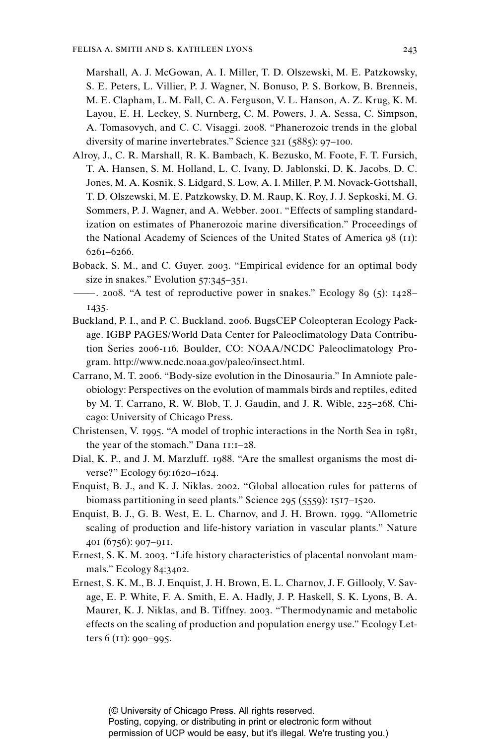Marshall, A. J. McGowan, A. I. Miller, T. D. Olszewski, M. E. Patzkowsky, S. E. Peters, L. Villier, P. J. Wagner, N. Bonuso, P. S. Borkow, B. Brenneis, M. E. Clapham, L. M. Fall, C. A. Ferguson, V. L. Hanson, A. Z. Krug, K. M. Layou, E. H. Leckey, S. Nurnberg, C. M. Powers, J. A. Sessa, C. Simpson, A. Tomasovych, and C. C. Visaggi. 2008. "Phanerozoic trends in the global diversity of marine invertebrates." Science 321 (5885): 97–100.

Alroy, J., C. R. Marshall, R. K. Bambach, K. Bezusko, M. Foote, F. T. Fursich, T. A. Hansen, S. M. Holland, L. C. Ivany, D. Jablonski, D. K. Jacobs, D. C. Jones, M. A. Kosnik, S. Lidgard, S. Low, A. I. Miller, P. M. Novack-Gottshall, T. D. Olszewski, M. E. Patzkowsky, D. M. Raup, K. Roy, J. J. Sepkoski, M. G. Sommers, P. J. Wagner, and A. Webber. 2001. "Effects of sampling standardization on estimates of Phanerozoic marine diversification." Proceedings of the National Academy of Sciences of the United States of America 98 (11): 6261–6266.

Boback, S. M., and C. Guyer. 2003. "Empirical evidence for an optimal body size in snakes." Evolution 57:345–351.

———. 2008. "A test of reproductive power in snakes." Ecology 89 (5): 1428–1435.

Buckland, P. I., and P. C. Buckland. 2006. BugsCEP Coleopteran Ecology Package. IGBP PAGES/World Data Center for Paleoclimatology Data Contribution Series 2006-116. Boulder, CO: NOAA/NCDC Paleoclimatology Program. http://www.ncdc.noaa.gov/paleo/insect.html.

Carrano, M. T. 2006. "Body-size evolution in the Dinosauria." In Amniote paleobiology: Perspectives on the evolution of mammals birds and reptiles, edited by M. T. Carrano, R. W. Blob, T. J. Gaudin, and J. R. Wible, 225–268. Chicago: University of Chicago Press.

Christensen, V. 1995. "A model of trophic interactions in the North Sea in 1981, the year of the stomach." Dana 11:1–28.

Dial, K. P., and J. M. Marzluff. 1988. "Are the smallest organisms the most diverse?" Ecology 69:1620–1624.

Enquist, B. J., and K. J. Niklas. 2002. "Global allocation rules for patterns of biomass partitioning in seed plants." Science 295 (5559): 1517–1520.

Enquist, B. J., G. B. West, E. L. Charnov, and J. H. Brown. 1999. "Allometric scaling of production and life-history variation in vascular plants." Nature 401 (6756): 907–911.

Ernest, S. K. M. 2003. "Life history characteristics of placental nonvolant mammals." Ecology 84:3402.

Ernest, S. K. M., B. J. Enquist, J. H. Brown, E. L. Charnov, J. F. Gillooly, V. Savage, E. P. White, F. A. Smith, E. A. Hadly, J. P. Haskell, S. K. Lyons, B. A. Maurer, K. J. Niklas, and B. Tiffney. 2003. "Thermodynamic and metabolic effects on the scaling of production and population energy use." Ecology Letters 6 (11): 990–995.

(© University of Chicago Press. All rights reserved.
Posting, copying, or distributing in print or electronic form without permission of UCP would be easy, but it's illegal. We're trusting you.)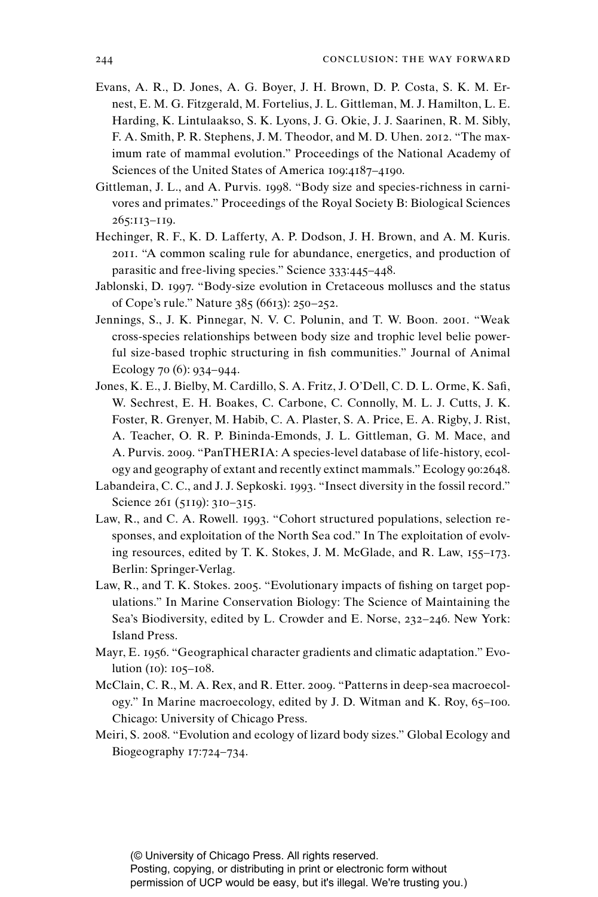Evans, A. R., D. Jones, A. G. Boyer, J. H. Brown, D. P. Costa, S. K. M. Ernest, E. M. G. Fitzgerald, M. Fortelius, J. L. Gittleman, M. J. Hamilton, L. E. Harding, K. Lintulaakso, S. K. Lyons, J. G. Okie, J. J. Saarinen, R. M. Sibly, F. A. Smith, P. R. Stephens, J. M. Theodor, and M. D. Uhen. 2012. "The maximum rate of mammal evolution." Proceedings of the National Academy of Sciences of the United States of America 109:4187–4190.

Gittleman, J. L., and A. Purvis. 1998. "Body size and species-richness in carnivores and primates." Proceedings of the Royal Society B: Biological Sciences 265:113–119.

Hechinger, R. F., K. D. Lafferty, A. P. Dodson, J. H. Brown, and A. M. Kuris. 2011. "A common scaling rule for abundance, energetics, and production of parasitic and free-living species." Science 333:445–448.

Jablonski, D. 1997. "Body-size evolution in Cretaceous molluscs and the status of Cope's rule." Nature 385 (6613): 250–252.

Jennings, S., J. K. Pinnegar, N. V. C. Polunin, and T. W. Boon. 2001. "Weak cross-species relationships between body size and trophic level belie powerful size-based trophic structuring in fish communities." Journal of Animal Ecology 70 (6): 934–944.

Jones, K. E., J. Bielby, M. Cardillo, S. A. Fritz, J. O'Dell, C. D. L. Orme, K. Safi, W. Sechrest, E. H. Boakes, C. Carbone, C. Connolly, M. L. J. Cutts, J. K. Foster, R. Grenyer, M. Habib, C. A. Plaster, S. A. Price, E. A. Rigby, J. Rist, A. Teacher, O. R. P. Bininda-Emonds, J. L. Gittleman, G. M. Mace, and A. Purvis. 2009. "PanTHERIA: A species-level database of life-history, ecology and geography of extant and recently extinct mammals." Ecology 90:2648.

Labandeira, C. C., and J. J. Sepkoski. 1993. "Insect diversity in the fossil record." Science 261 (5119): 310–315.

Law, R., and C. A. Rowell. 1993. "Cohort structured populations, selection responses, and exploitation of the North Sea cod." In The exploitation of evolving resources, edited by T. K. Stokes, J. M. McGlade, and R. Law, 155–173. Berlin: Springer-Verlag.

Law, R., and T. K. Stokes. 2005. "Evolutionary impacts of fishing on target populations." In Marine Conservation Biology: The Science of Maintaining the Sea's Biodiversity, edited by L. Crowder and E. Norse, 232–246. New York: Island Press.

Mayr, E. 1956. "Geographical character gradients and climatic adaptation." Evolution (10): 105–108.

McClain, C. R., M. A. Rex, and R. Etter. 2009. "Patterns in deep-sea macroecology." In Marine macroecology, edited by J. D. Witman and K. Roy, 65–100. Chicago: University of Chicago Press.

Meiri, S. 2008. "Evolution and ecology of lizard body sizes." Global Ecology and Biogeography 17:724–734.

(© University of Chicago Press. All rights reserved.
Posting, copying, or distributing in print or electronic form without permission of UCP would be easy, but it's illegal. We're trusting you.)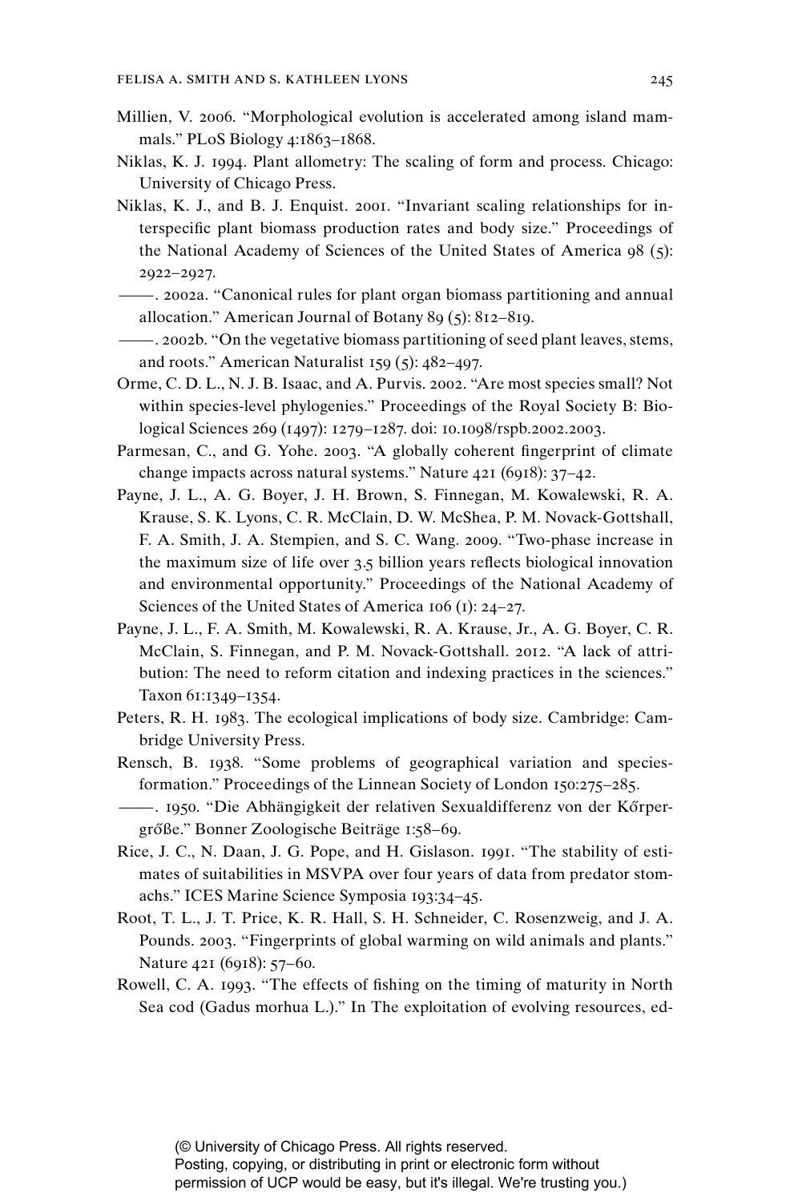Millien, V. 2006. "Morphological evolution is accelerated among island mammals." PLoS Biology 4:1863–1868.

Niklas, K. J. 1994. Plant allometry: The scaling of form and process. Chicago: University of Chicago Press.

Niklas, K. J., and B. J. Enquist. 2001. "Invariant scaling relationships for interspecific plant biomass production rates and body size." Proceedings of the National Academy of Sciences of the United States of America 98 (5): 2922–2927.

——. 2002a. "Canonical rules for plant organ biomass partitioning and annual allocation." American Journal of Botany 89 (5): 812–819.

——. 2002b. "On the vegetative biomass partitioning of seed plant leaves, stems, and roots." American Naturalist 159 (5): 482–497.

Orme, C. D. L., N. J. B. Isaac, and A. Purvis. 2002. "Are most species small? Not within species-level phylogenies." Proceedings of the Royal Society B: Biological Sciences 269 (1497): 1279–1287. doi: 10.1098/rspb.2002.2003.

Parmesan, C., and G. Yohe. 2003. "A globally coherent fingerprint of climate change impacts across natural systems." Nature 421 (6918): 37–42.

Payne, J. L., A. G. Boyer, J. H. Brown, S. Finnegan, M. Kowalewski, R. A. Krause, S. K. Lyons, C. R. McClain, D. W. McShea, P. M. Novack-Gottshall, F. A. Smith, J. A. Stempien, and S. C. Wang. 2009. "Two-phase increase in the maximum size of life over 3.5 billion years reflects biological innovation and environmental opportunity." Proceedings of the National Academy of Sciences of the United States of America 106 (1): 24–27.

Payne, J. L., F. A. Smith, M. Kowalewski, R. A. Krause, Jr., A. G. Boyer, C. R. McClain, S. Finnegan, and P. M. Novack-Gottshall. 2012. "A lack of attribution: The need to reform citation and indexing practices in the sciences." Taxon 61:1349–1354.

Peters, R. H. 1983. The ecological implications of body size. Cambridge: Cambridge University Press.

Rensch, B. 1938. "Some problems of geographical variation and species-formation." Proceedings of the Linnean Society of London 150:275–285.

——. 1950. "Die Abhängigkeit der relativen Sexualdifferenz von der Kőrpergrőße." Bonner Zoologische Beiträge 1:58–69.

Rice, J. C., N. Daan, J. G. Pope, and H. Gislason. 1991. "The stability of estimates of suitabilities in MSVPA over four years of data from predator stomachs." ICES Marine Science Symposia 193:34–45.

Root, T. L., J. T. Price, K. R. Hall, S. H. Schneider, C. Rosenzweig, and J. A. Pounds. 2003. "Fingerprints of global warming on wild animals and plants." Nature 421 (6918): 57–60.

Rowell, C. A. 1993. "The effects of fishing on the timing of maturity in North Sea cod (Gadus morhua L.)." In The exploitation of evolving resources, ed-

(© University of Chicago Press. All rights reserved. Posting, copying, or distributing in print or electronic form without permission of UCP would be easy, but it's illegal. We're trusting you.)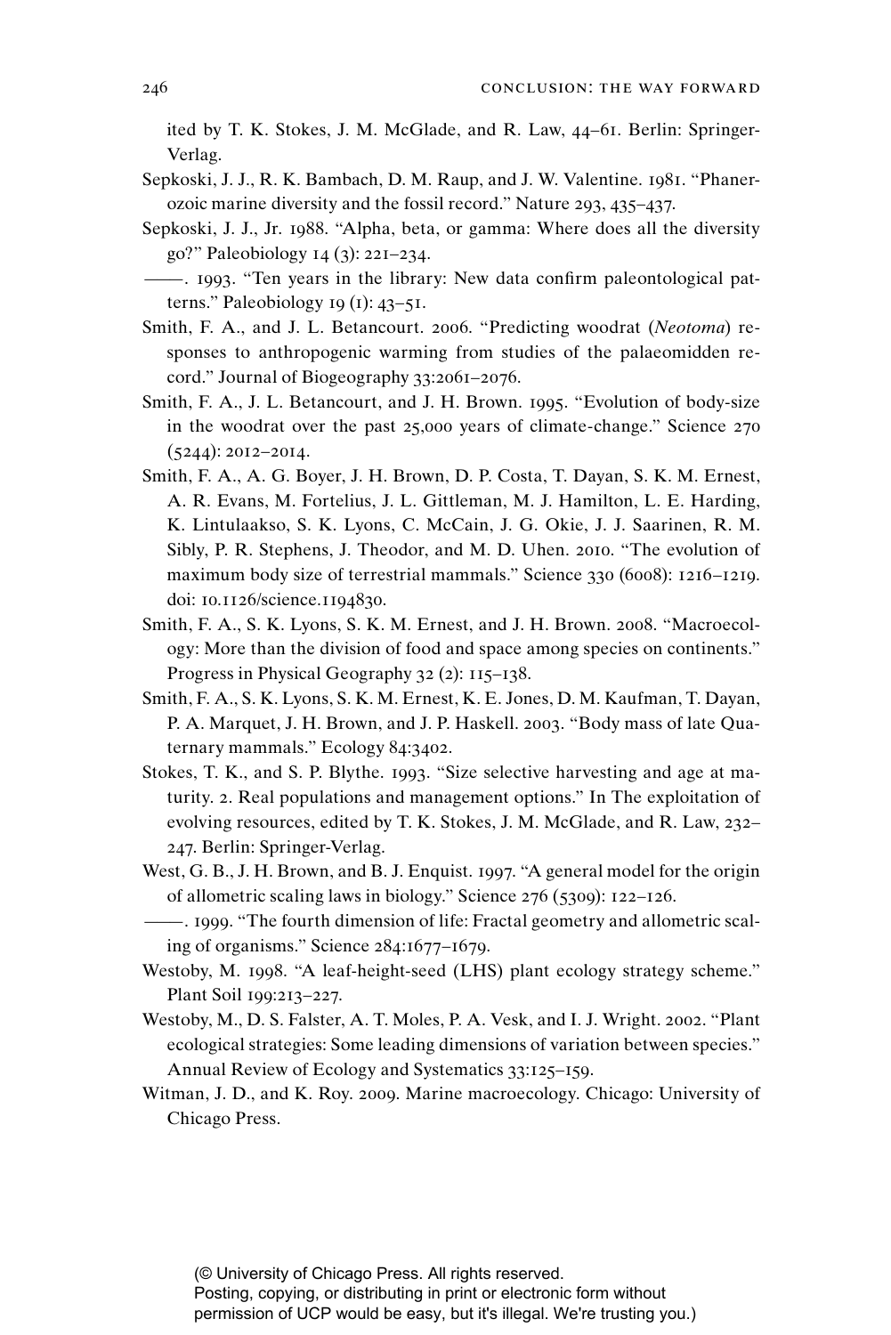ited by T. K. Stokes, J. M. McGlade, and R. Law, 44–61. Berlin: Springer-Verlag.

Sepkoski, J. J., R. K. Bambach, D. M. Raup, and J. W. Valentine. 1981. "Phanerozoic marine diversity and the fossil record." Nature 293, 435–437.

Sepkoski, J. J., Jr. 1988. "Alpha, beta, or gamma: Where does all the diversity go?" Paleobiology 14 (3): 221–234.

———. 1993. "Ten years in the library: New data confirm paleontological patterns." Paleobiology 19 (1): 43–51.

Smith, F. A., and J. L. Betancourt. 2006. "Predicting woodrat (*Neotoma*) responses to anthropogenic warming from studies of the palaeomidden record." Journal of Biogeography 33:2061–2076.

Smith, F. A., J. L. Betancourt, and J. H. Brown. 1995. "Evolution of body-size in the woodrat over the past 25,000 years of climate-change." Science 270 (5244): 2012–2014.

Smith, F. A., A. G. Boyer, J. H. Brown, D. P. Costa, T. Dayan, S. K. M. Ernest, A. R. Evans, M. Fortelius, J. L. Gittleman, M. J. Hamilton, L. E. Harding, K. Lintulaakso, S. K. Lyons, C. McCain, J. G. Okie, J. J. Saarinen, R. M. Sibly, P. R. Stephens, J. Theodor, and M. D. Uhen. 2010. "The evolution of maximum body size of terrestrial mammals." Science 330 (6008): 1216–1219. doi: 10.1126/science.1194830.

Smith, F. A., S. K. Lyons, S. K. M. Ernest, and J. H. Brown. 2008. "Macroecology: More than the division of food and space among species on continents." Progress in Physical Geography 32 (2): 115–138.

Smith, F. A., S. K. Lyons, S. K. M. Ernest, K. E. Jones, D. M. Kaufman, T. Dayan, P. A. Marquet, J. H. Brown, and J. P. Haskell. 2003. "Body mass of late Quaternary mammals." Ecology 84:3402.

Stokes, T. K., and S. P. Blythe. 1993. "Size selective harvesting and age at maturity. 2. Real populations and management options." In The exploitation of evolving resources, edited by T. K. Stokes, J. M. McGlade, and R. Law, 232–247. Berlin: Springer-Verlag.

West, G. B., J. H. Brown, and B. J. Enquist. 1997. "A general model for the origin of allometric scaling laws in biology." Science 276 (5309): 122–126.

———. 1999. "The fourth dimension of life: Fractal geometry and allometric scaling of organisms." Science 284:1677–1679.

Westoby, M. 1998. "A leaf-height-seed (LHS) plant ecology strategy scheme." Plant Soil 199:213–227.

Westoby, M., D. S. Falster, A. T. Moles, P. A. Vesk, and I. J. Wright. 2002. "Plant ecological strategies: Some leading dimensions of variation between species." Annual Review of Ecology and Systematics 33:125–159.

Witman, J. D., and K. Roy. 2009. Marine macroecology. Chicago: University of Chicago Press.

(© University of Chicago Press. All rights reserved.
Posting, copying, or distributing in print or electronic form without permission of UCP would be easy, but it's illegal. We're trusting you.)